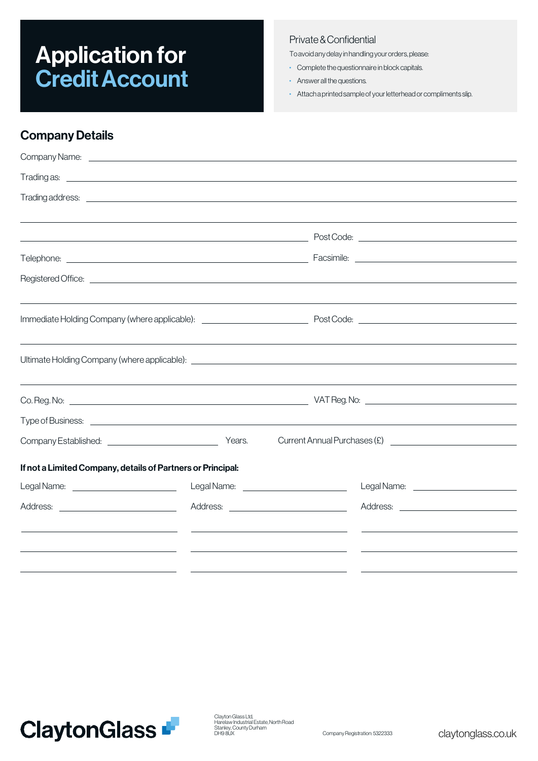# Application for Credit Account

## Private & Confidential

To avoid any delay in handling your orders, please:

- Complete the questionnaire in block capitals.
- Answer all the questions.
- Attach a printed sample of your letterhead or compliments slip.

## Company Details

Company Name: ______________________________

Trading as: ______________________________

Trading address: ______________________________

______________________________

______________________________ Post Code: ______________

Telephone: ______________________________ Facsimile: ______________

Registered Office: ______________________________

______________________________

Immediate Holding Company (where applicable): ______________ Post Code: ______________

______________________________

Ultimate Holding Company (where applicable): ______________________________

______________________________

Co. Reg. No: ______________________________ VAT Reg. No: ______________

Type of Business: ______________________________

Company Established: ______________ Years. Current Annual Purchases (£) ______________

**If not a Limited Company, details of Partners or Principal:**

| Legal Name: ______________ | Legal Name: ______________ | Legal Name: ______________ |
|---|---|---|
| Address: ______________ | Address: ______________ | Address: ______________ |
| ______________ | ______________ | ______________ |
| ______________ | ______________ | ______________ |
| ______________ | ______________ | ______________ |

ClaytonGlass

Clayton Glass Ltd,
Harelaw Industrial Estate, North Road
Stanley, County Durham
DH9 8UX

Company Registration: 5322333

claytonglass.co.uk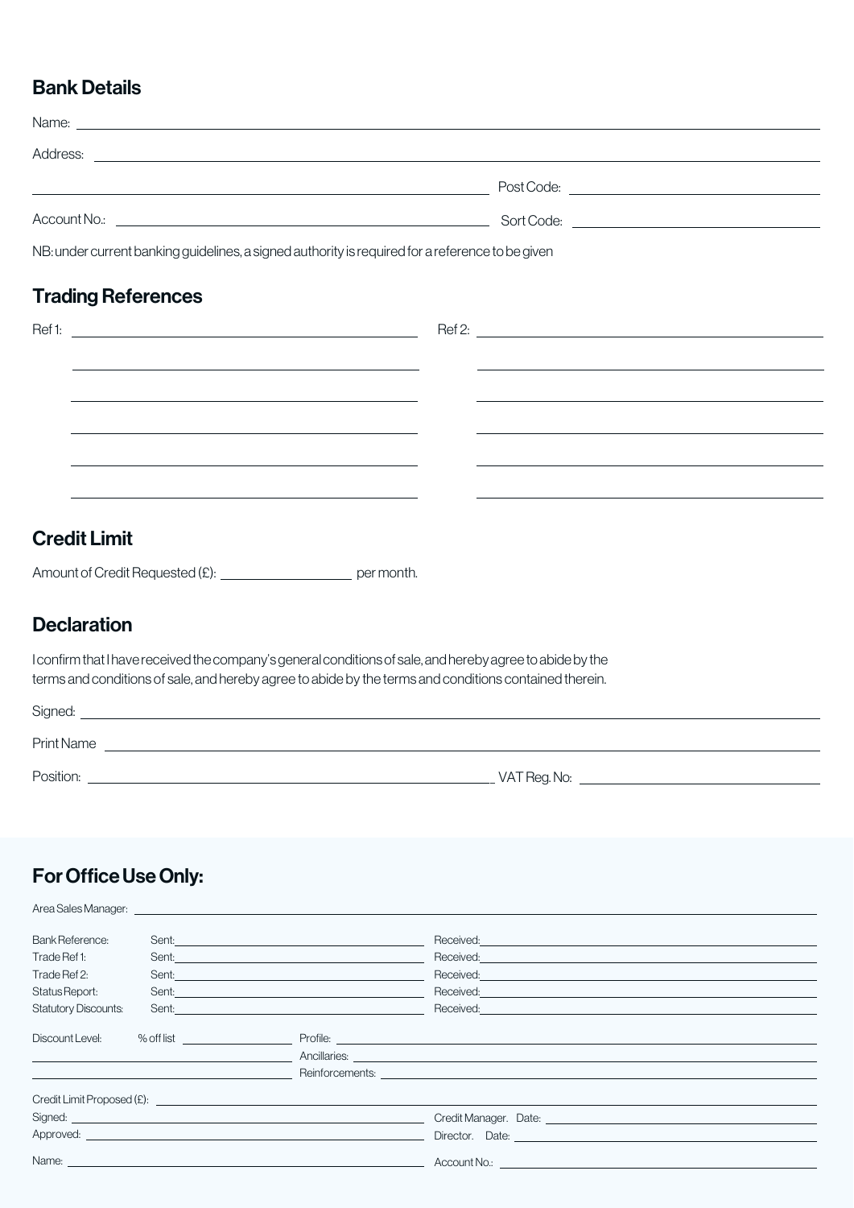## Bank Details

Name: ______________________________

Address: ______________________________

______________________________ Post Code: ______________

Account No.: ______________________________ Sort Code: ______________

NB: under current banking guidelines, a signed authority is required for a reference to be given

## Trading References

Ref 1: ______________________________ Ref 2: ______________________________

## Credit Limit

Amount of Credit Requested (£): ______________ per month.

## Declaration

I confirm that I have received the company's general conditions of sale, and hereby agree to abide by the terms and conditions of sale, and hereby agree to abide by the terms and conditions contained therein.

Signed: ______________________________

Print Name ______________________________

Position: ______________________________ VAT Reg. No: ______________

## For Office Use Only:

Area Sales Manager: ______________________________

| | | |
|---|---|---|
| Bank Reference: | Sent: | Received: |
| Trade Ref 1: | Sent: | Received: |
| Trade Ref 2: | Sent: | Received: |
| Status Report: | Sent: | Received: |
| Statutory Discounts: | Sent: | Received: |

Discount Level: % off list ______________ Profile: ______________

Ancillaries: ______________

Reinforcements: ______________

Credit Limit Proposed (£): ______________________________

Signed: ______________________________ Credit Manager. Date: ______________

Approved: ______________________________ Director. Date: ______________

Name: ______________________________ Account No.: ______________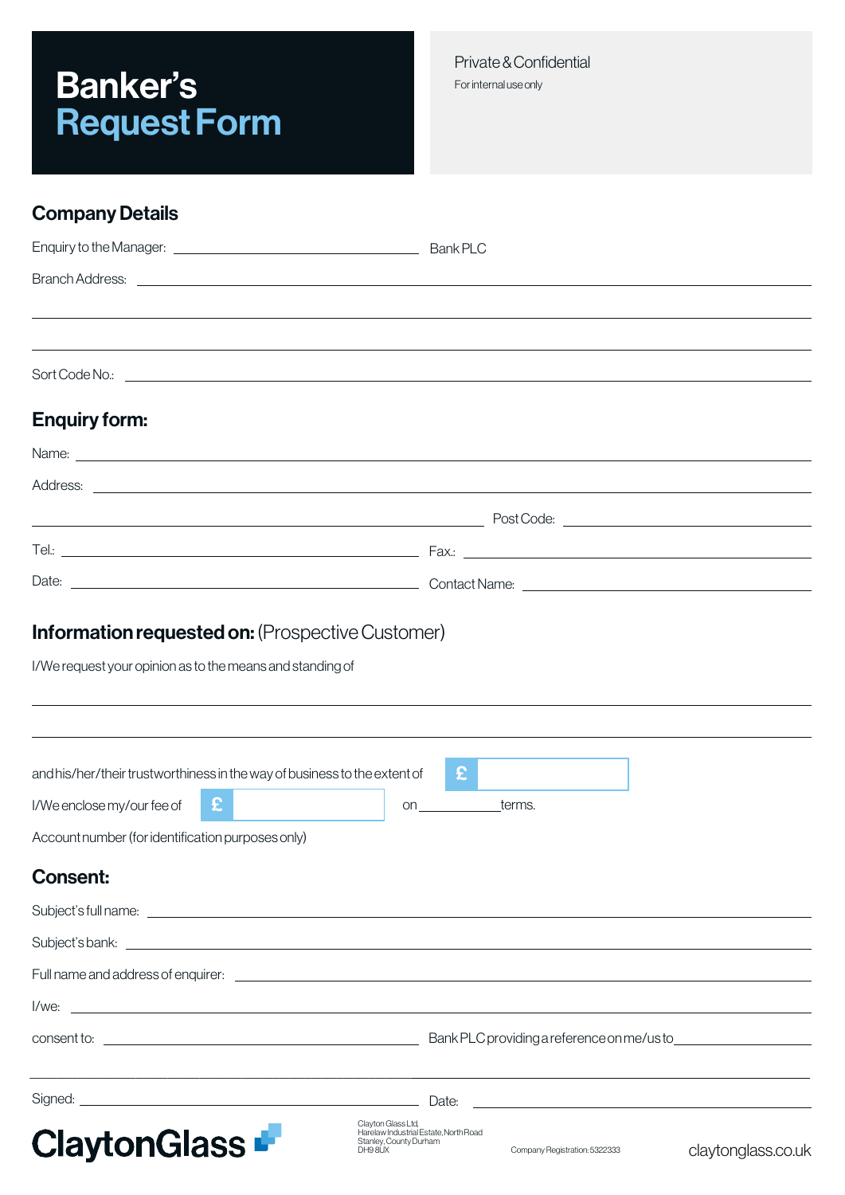# Banker's Request Form

Private & Confidential
For internal use only

## Company Details

Enquiry to the Manager: ______________________________ Bank PLC

Branch Address: ______________________________

______________________________

______________________________

Sort Code No.: ______________________________

## Enquiry form:

Name: ______________________________

Address: ______________________________

______________________________ Post Code: ______________________________

Tel.: ______________________________ Fax.: ______________________________

Date: ______________________________ Contact Name: ______________________________

## Information requested on: (Prospective Customer)

I/We request your opinion as to the means and standing of

______________________________

______________________________

and his/her/their trustworthiness in the way of business to the extent of £ __________

I/We enclose my/our fee of £ __________ on __________ terms.

Account number (for identification purposes only)

## Consent:

Subject's full name: ______________________________

Subject's bank: ______________________________

Full name and address of enquirer: ______________________________

I/we: ______________________________

consent to: ______________________________ Bank PLC providing a reference on me/us to ______________________________

______________________________

Signed: ______________________________ Date: ______________________________

ClaytonGlass

Clayton Glass Ltd,
Harelaw Industrial Estate, North Road
Stanley, County Durham
DH9 8UX

Company Registration: 5322333

claytonglass.co.uk